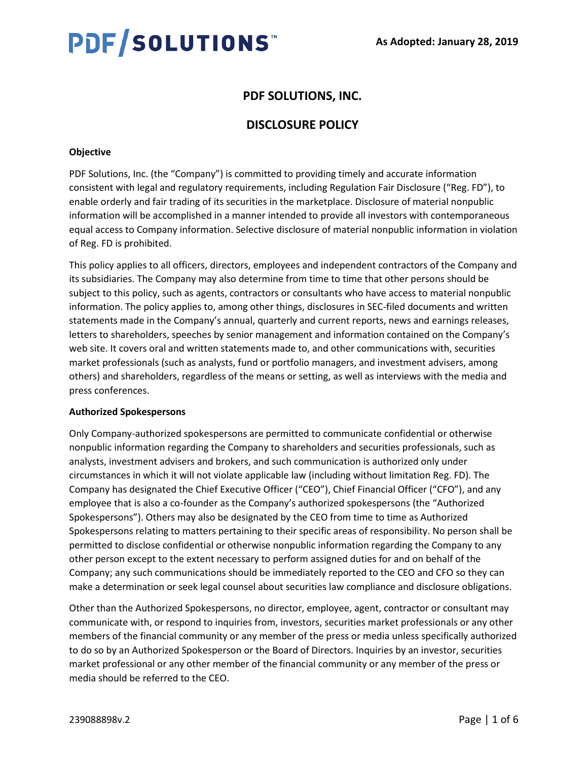As Adopted: January 28, 2019

# PDF SOLUTIONS, INC.

# DISCLOSURE POLICY

**Objective**

PDF Solutions, Inc. (the "Company") is committed to providing timely and accurate information consistent with legal and regulatory requirements, including Regulation Fair Disclosure ("Reg. FD"), to enable orderly and fair trading of its securities in the marketplace. Disclosure of material nonpublic information will be accomplished in a manner intended to provide all investors with contemporaneous equal access to Company information. Selective disclosure of material nonpublic information in violation of Reg. FD is prohibited.

This policy applies to all officers, directors, employees and independent contractors of the Company and its subsidiaries. The Company may also determine from time to time that other persons should be subject to this policy, such as agents, contractors or consultants who have access to material nonpublic information. The policy applies to, among other things, disclosures in SEC-filed documents and written statements made in the Company's annual, quarterly and current reports, news and earnings releases, letters to shareholders, speeches by senior management and information contained on the Company's web site. It covers oral and written statements made to, and other communications with, securities market professionals (such as analysts, fund or portfolio managers, and investment advisers, among others) and shareholders, regardless of the means or setting, as well as interviews with the media and press conferences.

**Authorized Spokespersons**

Only Company-authorized spokespersons are permitted to communicate confidential or otherwise nonpublic information regarding the Company to shareholders and securities professionals, such as analysts, investment advisers and brokers, and such communication is authorized only under circumstances in which it will not violate applicable law (including without limitation Reg. FD). The Company has designated the Chief Executive Officer ("CEO"), Chief Financial Officer ("CFO"), and any employee that is also a co-founder as the Company's authorized spokespersons (the "Authorized Spokespersons"). Others may also be designated by the CEO from time to time as Authorized Spokespersons relating to matters pertaining to their specific areas of responsibility. No person shall be permitted to disclose confidential or otherwise nonpublic information regarding the Company to any other person except to the extent necessary to perform assigned duties for and on behalf of the Company; any such communications should be immediately reported to the CEO and CFO so they can make a determination or seek legal counsel about securities law compliance and disclosure obligations.

Other than the Authorized Spokespersons, no director, employee, agent, contractor or consultant may communicate with, or respond to inquiries from, investors, securities market professionals or any other members of the financial community or any member of the press or media unless specifically authorized to do so by an Authorized Spokesperson or the Board of Directors. Inquiries by an investor, securities market professional or any other member of the financial community or any member of the press or media should be referred to the CEO.

239088898v.2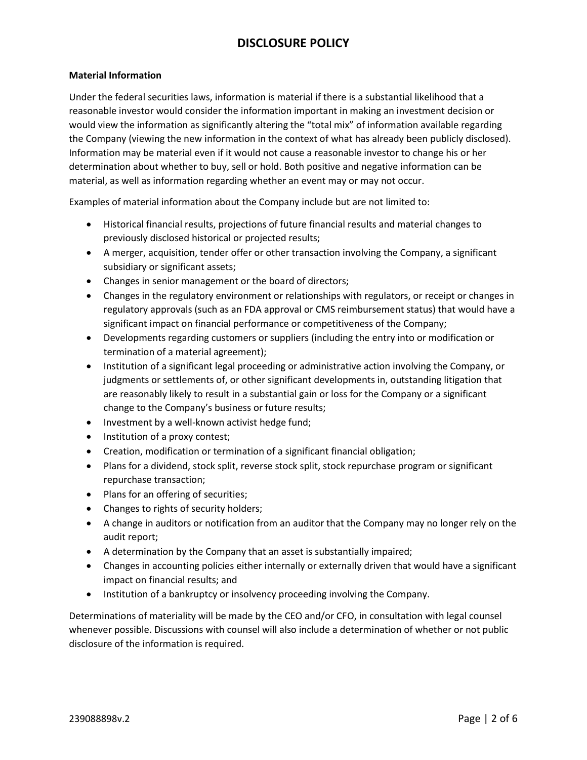**Material Information**

Under the federal securities laws, information is material if there is a substantial likelihood that a reasonable investor would consider the information important in making an investment decision or would view the information as significantly altering the "total mix" of information available regarding the Company (viewing the new information in the context of what has already been publicly disclosed). Information may be material even if it would not cause a reasonable investor to change his or her determination about whether to buy, sell or hold. Both positive and negative information can be material, as well as information regarding whether an event may or may not occur.

Examples of material information about the Company include but are not limited to:

- Historical financial results, projections of future financial results and material changes to previously disclosed historical or projected results;
- A merger, acquisition, tender offer or other transaction involving the Company, a significant subsidiary or significant assets;
- Changes in senior management or the board of directors;
- Changes in the regulatory environment or relationships with regulators, or receipt or changes in regulatory approvals (such as an FDA approval or CMS reimbursement status) that would have a significant impact on financial performance or competitiveness of the Company;
- Developments regarding customers or suppliers (including the entry into or modification or termination of a material agreement);
- Institution of a significant legal proceeding or administrative action involving the Company, or judgments or settlements of, or other significant developments in, outstanding litigation that are reasonably likely to result in a substantial gain or loss for the Company or a significant change to the Company's business or future results;
- Investment by a well-known activist hedge fund;
- Institution of a proxy contest;
- Creation, modification or termination of a significant financial obligation;
- Plans for a dividend, stock split, reverse stock split, stock repurchase program or significant repurchase transaction;
- Plans for an offering of securities;
- Changes to rights of security holders;
- A change in auditors or notification from an auditor that the Company may no longer rely on the audit report;
- A determination by the Company that an asset is substantially impaired;
- Changes in accounting policies either internally or externally driven that would have a significant impact on financial results; and
- Institution of a bankruptcy or insolvency proceeding involving the Company.

Determinations of materiality will be made by the CEO and/or CFO, in consultation with legal counsel whenever possible. Discussions with counsel will also include a determination of whether or not public disclosure of the information is required.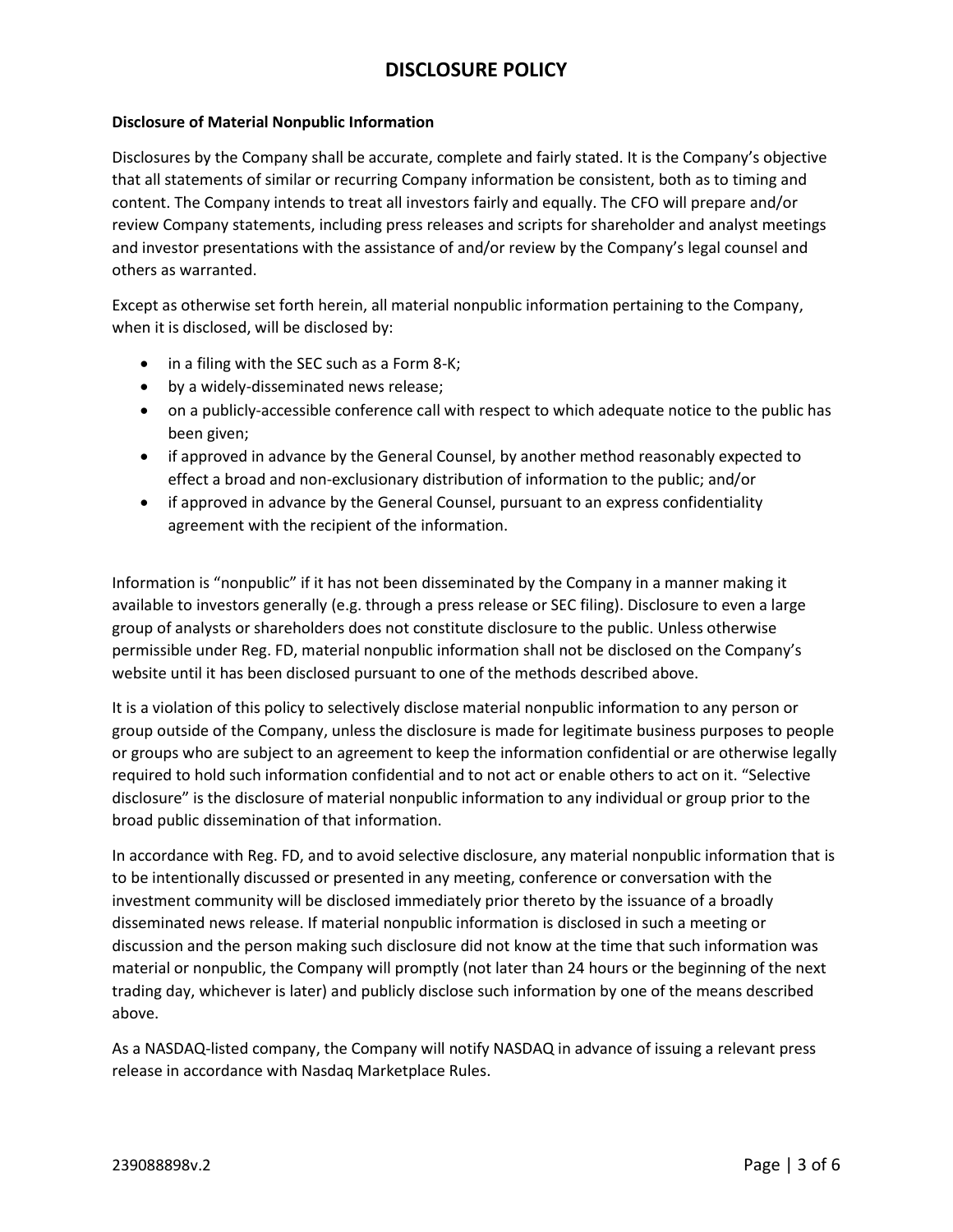# DISCLOSURE POLICY

**Disclosure of Material Nonpublic Information**

Disclosures by the Company shall be accurate, complete and fairly stated. It is the Company's objective that all statements of similar or recurring Company information be consistent, both as to timing and content. The Company intends to treat all investors fairly and equally. The CFO will prepare and/or review Company statements, including press releases and scripts for shareholder and analyst meetings and investor presentations with the assistance of and/or review by the Company's legal counsel and others as warranted.

Except as otherwise set forth herein, all material nonpublic information pertaining to the Company, when it is disclosed, will be disclosed by:

- in a filing with the SEC such as a Form 8-K;
- by a widely-disseminated news release;
- on a publicly-accessible conference call with respect to which adequate notice to the public has been given;
- if approved in advance by the General Counsel, by another method reasonably expected to effect a broad and non-exclusionary distribution of information to the public; and/or
- if approved in advance by the General Counsel, pursuant to an express confidentiality agreement with the recipient of the information.

Information is "nonpublic" if it has not been disseminated by the Company in a manner making it available to investors generally (e.g. through a press release or SEC filing). Disclosure to even a large group of analysts or shareholders does not constitute disclosure to the public. Unless otherwise permissible under Reg. FD, material nonpublic information shall not be disclosed on the Company's website until it has been disclosed pursuant to one of the methods described above.

It is a violation of this policy to selectively disclose material nonpublic information to any person or group outside of the Company, unless the disclosure is made for legitimate business purposes to people or groups who are subject to an agreement to keep the information confidential or are otherwise legally required to hold such information confidential and to not act or enable others to act on it. "Selective disclosure" is the disclosure of material nonpublic information to any individual or group prior to the broad public dissemination of that information.

In accordance with Reg. FD, and to avoid selective disclosure, any material nonpublic information that is to be intentionally discussed or presented in any meeting, conference or conversation with the investment community will be disclosed immediately prior thereto by the issuance of a broadly disseminated news release. If material nonpublic information is disclosed in such a meeting or discussion and the person making such disclosure did not know at the time that such information was material or nonpublic, the Company will promptly (not later than 24 hours or the beginning of the next trading day, whichever is later) and publicly disclose such information by one of the means described above.

As a NASDAQ-listed company, the Company will notify NASDAQ in advance of issuing a relevant press release in accordance with Nasdaq Marketplace Rules.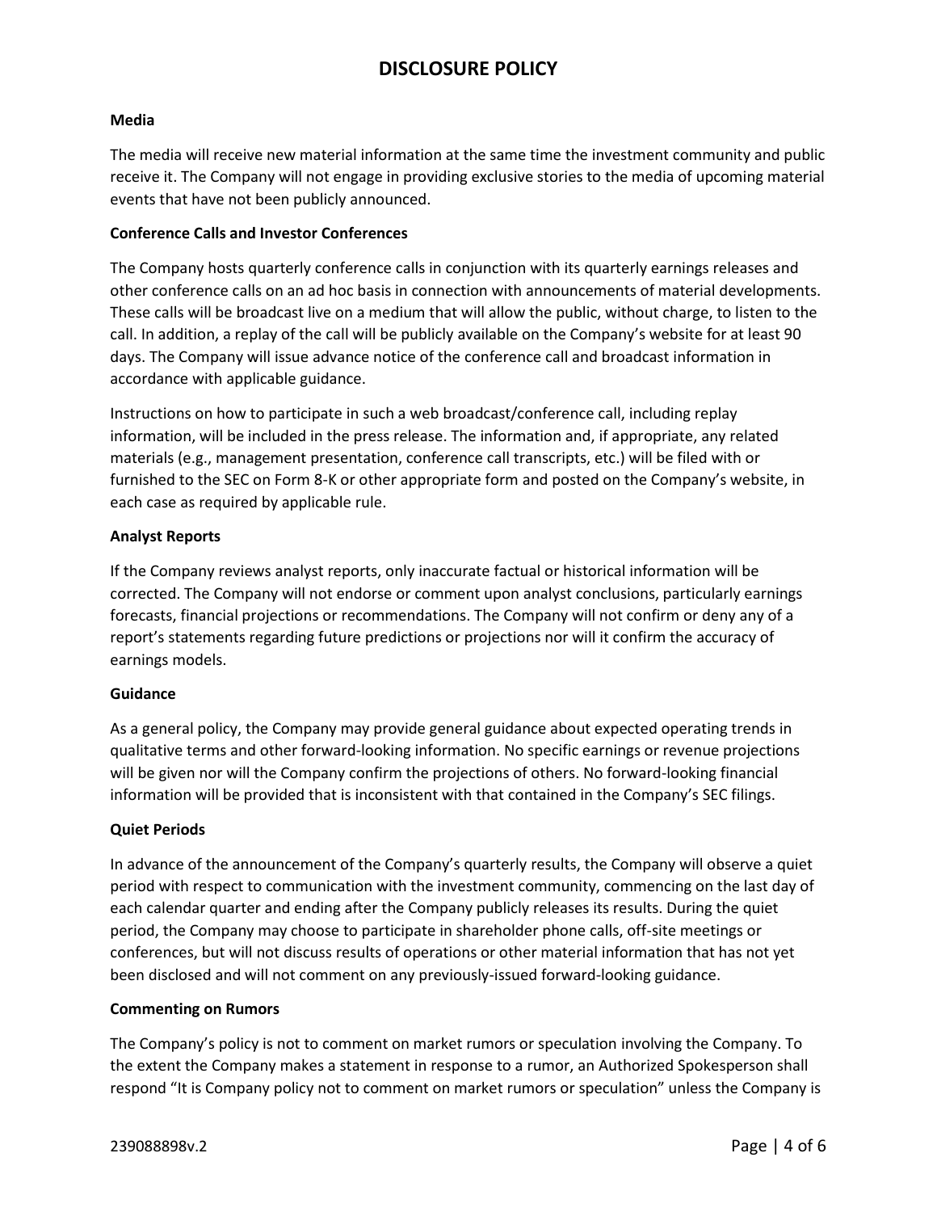**Media**

The media will receive new material information at the same time the investment community and public receive it. The Company will not engage in providing exclusive stories to the media of upcoming material events that have not been publicly announced.

**Conference Calls and Investor Conferences**

The Company hosts quarterly conference calls in conjunction with its quarterly earnings releases and other conference calls on an ad hoc basis in connection with announcements of material developments. These calls will be broadcast live on a medium that will allow the public, without charge, to listen to the call. In addition, a replay of the call will be publicly available on the Company's website for at least 90 days. The Company will issue advance notice of the conference call and broadcast information in accordance with applicable guidance.

Instructions on how to participate in such a web broadcast/conference call, including replay information, will be included in the press release. The information and, if appropriate, any related materials (e.g., management presentation, conference call transcripts, etc.) will be filed with or furnished to the SEC on Form 8-K or other appropriate form and posted on the Company's website, in each case as required by applicable rule.

**Analyst Reports**

If the Company reviews analyst reports, only inaccurate factual or historical information will be corrected. The Company will not endorse or comment upon analyst conclusions, particularly earnings forecasts, financial projections or recommendations. The Company will not confirm or deny any of a report's statements regarding future predictions or projections nor will it confirm the accuracy of earnings models.

**Guidance**

As a general policy, the Company may provide general guidance about expected operating trends in qualitative terms and other forward-looking information. No specific earnings or revenue projections will be given nor will the Company confirm the projections of others. No forward-looking financial information will be provided that is inconsistent with that contained in the Company's SEC filings.

**Quiet Periods**

In advance of the announcement of the Company's quarterly results, the Company will observe a quiet period with respect to communication with the investment community, commencing on the last day of each calendar quarter and ending after the Company publicly releases its results. During the quiet period, the Company may choose to participate in shareholder phone calls, off-site meetings or conferences, but will not discuss results of operations or other material information that has not yet been disclosed and will not comment on any previously-issued forward-looking guidance.

**Commenting on Rumors**

The Company's policy is not to comment on market rumors or speculation involving the Company. To the extent the Company makes a statement in response to a rumor, an Authorized Spokesperson shall respond "It is Company policy not to comment on market rumors or speculation" unless the Company is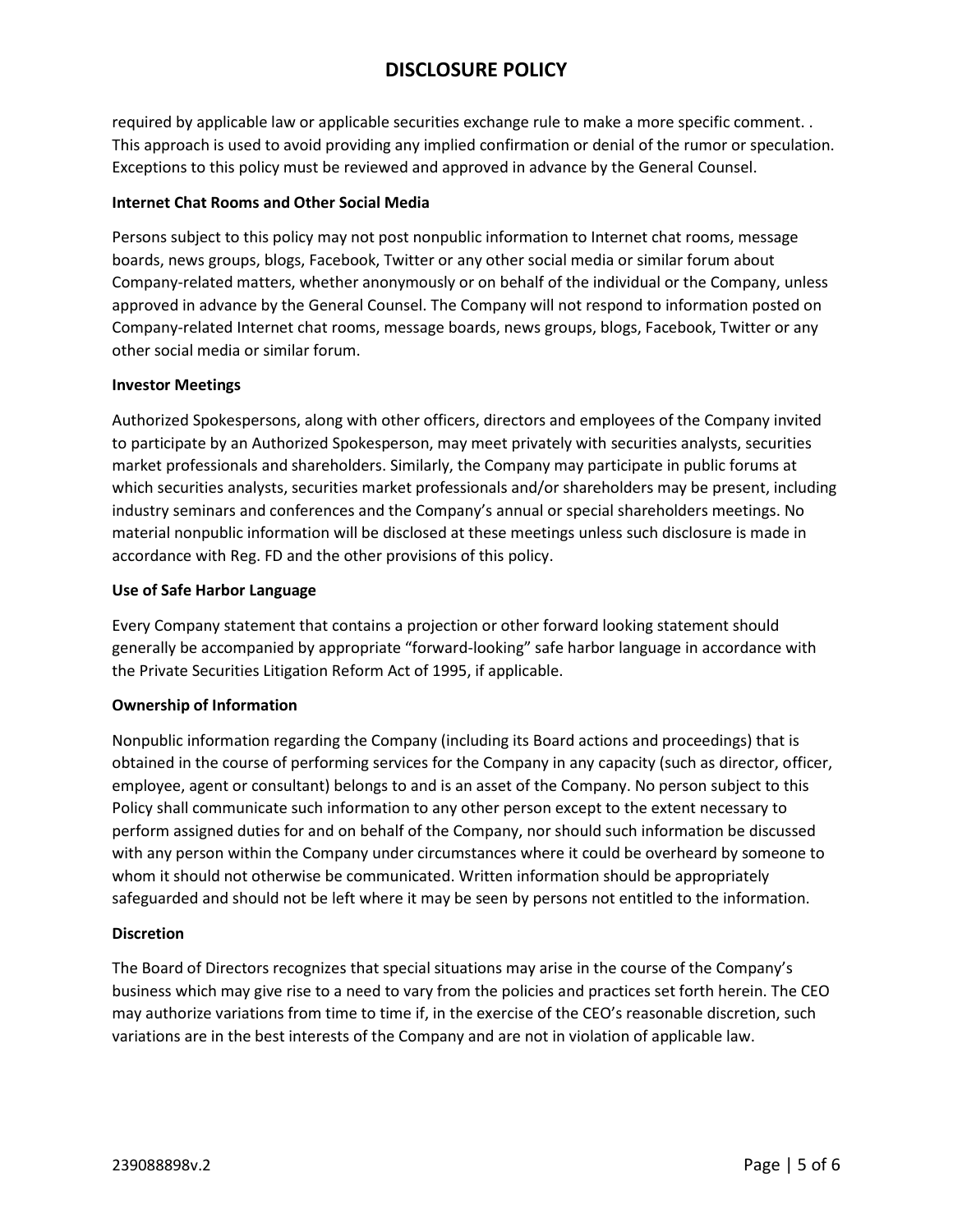required by applicable law or applicable securities exchange rule to make a more specific comment. . This approach is used to avoid providing any implied confirmation or denial of the rumor or speculation. Exceptions to this policy must be reviewed and approved in advance by the General Counsel.

**Internet Chat Rooms and Other Social Media**

Persons subject to this policy may not post nonpublic information to Internet chat rooms, message boards, news groups, blogs, Facebook, Twitter or any other social media or similar forum about Company-related matters, whether anonymously or on behalf of the individual or the Company, unless approved in advance by the General Counsel. The Company will not respond to information posted on Company-related Internet chat rooms, message boards, news groups, blogs, Facebook, Twitter or any other social media or similar forum.

**Investor Meetings**

Authorized Spokespersons, along with other officers, directors and employees of the Company invited to participate by an Authorized Spokesperson, may meet privately with securities analysts, securities market professionals and shareholders. Similarly, the Company may participate in public forums at which securities analysts, securities market professionals and/or shareholders may be present, including industry seminars and conferences and the Company's annual or special shareholders meetings. No material nonpublic information will be disclosed at these meetings unless such disclosure is made in accordance with Reg. FD and the other provisions of this policy.

**Use of Safe Harbor Language**

Every Company statement that contains a projection or other forward looking statement should generally be accompanied by appropriate "forward-looking" safe harbor language in accordance with the Private Securities Litigation Reform Act of 1995, if applicable.

**Ownership of Information**

Nonpublic information regarding the Company (including its Board actions and proceedings) that is obtained in the course of performing services for the Company in any capacity (such as director, officer, employee, agent or consultant) belongs to and is an asset of the Company. No person subject to this Policy shall communicate such information to any other person except to the extent necessary to perform assigned duties for and on behalf of the Company, nor should such information be discussed with any person within the Company under circumstances where it could be overheard by someone to whom it should not otherwise be communicated. Written information should be appropriately safeguarded and should not be left where it may be seen by persons not entitled to the information.

**Discretion**

The Board of Directors recognizes that special situations may arise in the course of the Company's business which may give rise to a need to vary from the policies and practices set forth herein. The CEO may authorize variations from time to time if, in the exercise of the CEO's reasonable discretion, such variations are in the best interests of the Company and are not in violation of applicable law.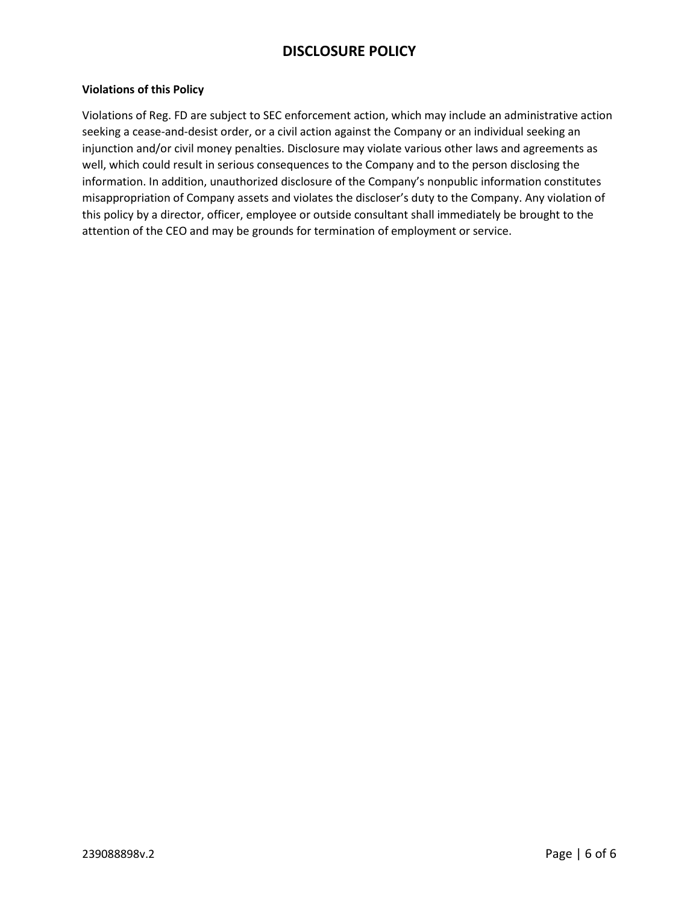### Violations of this Policy

Violations of Reg. FD are subject to SEC enforcement action, which may include an administrative action seeking a cease-and-desist order, or a civil action against the Company or an individual seeking an injunction and/or civil money penalties. Disclosure may violate various other laws and agreements as well, which could result in serious consequences to the Company and to the person disclosing the information. In addition, unauthorized disclosure of the Company's nonpublic information constitutes misappropriation of Company assets and violates the discloser's duty to the Company. Any violation of this policy by a director, officer, employee or outside consultant shall immediately be brought to the attention of the CEO and may be grounds for termination of employment or service.